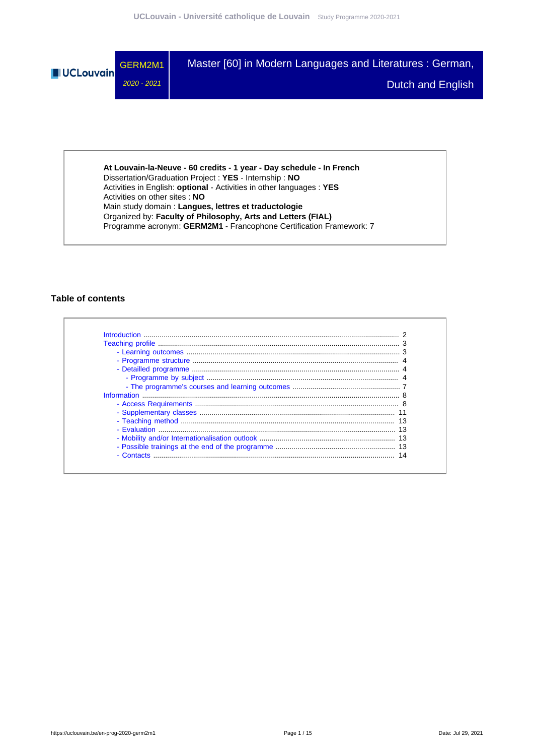# GERM2M1 — Master [60] in Modern Languages and Literatures : German, Dutch and English

*2020 - 2021*

**At Louvain-la-Neuve - 60 credits - 1 year - Day schedule - In French**
Dissertation/Graduation Project : **YES** - Internship : **NO**
Activities in English: **optional** - Activities in other languages : **YES**
Activities on other sites : **NO**
Main study domain : **Langues, lettres et traductologie**
Organized by: **Faculty of Philosophy, Arts and Letters (FIAL)**
Programme acronym: **GERM2M1** - Francophone Certification Framework: 7

## Table of contents

- Introduction ..... 2
- Teaching profile ..... 3
  - Learning outcomes ..... 3
  - Programme structure ..... 4
  - Detailled programme ..... 4
    - Programme by subject ..... 4
    - The programme's courses and learning outcomes ..... 7
- Information ..... 8
  - Access Requirements ..... 8
  - Supplementary classes ..... 11
  - Teaching method ..... 13
  - Evaluation ..... 13
  - Mobility and/or Internationalisation outlook ..... 13
  - Possible trainings at the end of the programme ..... 13
  - Contacts ..... 14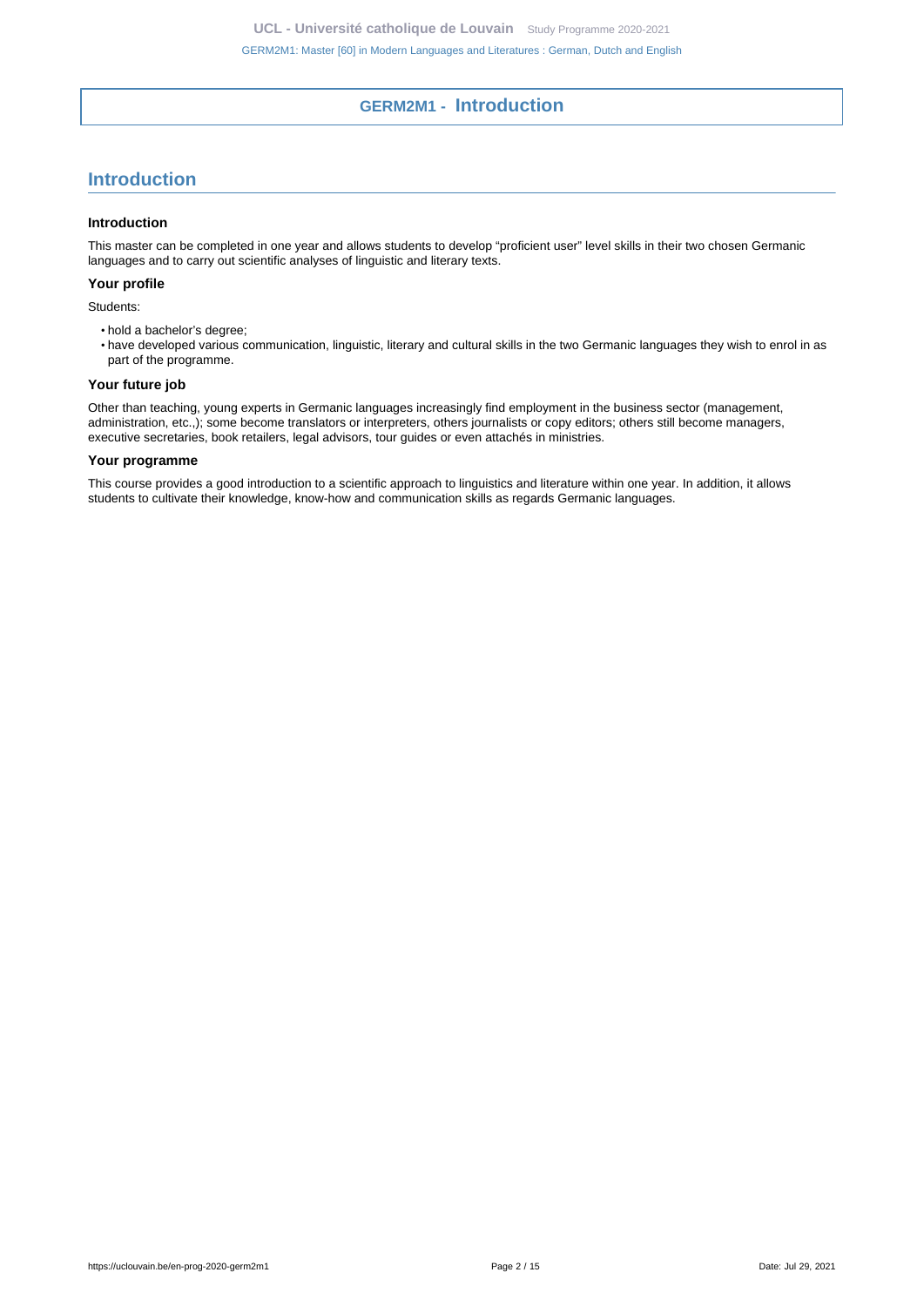# GERM2M1 - Introduction

## Introduction

### Introduction

This master can be completed in one year and allows students to develop “proficient user” level skills in their two chosen Germanic languages and to carry out scientific analyses of linguistic and literary texts.

### Your profile

Students:

- hold a bachelor’s degree;
- have developed various communication, linguistic, literary and cultural skills in the two Germanic languages they wish to enrol in as part of the programme.

### Your future job

Other than teaching, young experts in Germanic languages increasingly find employment in the business sector (management, administration, etc.,); some become translators or interpreters, others journalists or copy editors; others still become managers, executive secretaries, book retailers, legal advisors, tour guides or even attachés in ministries.

### Your programme

This course provides a good introduction to a scientific approach to linguistics and literature within one year. In addition, it allows students to cultivate their knowledge, know-how and communication skills as regards Germanic languages.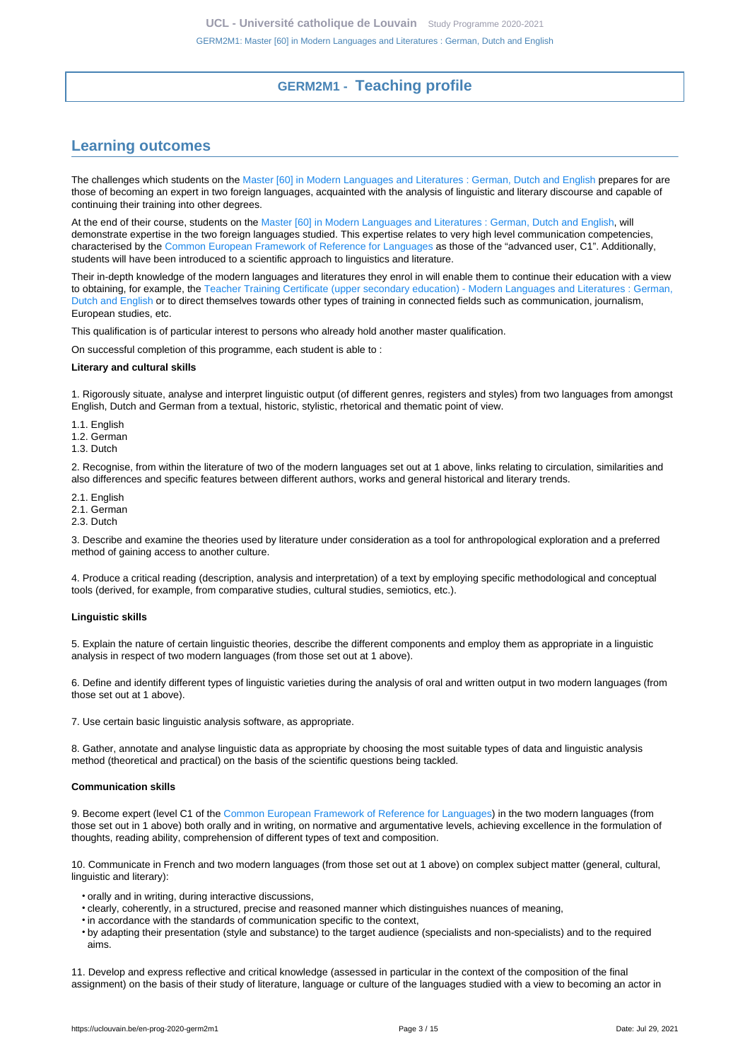# GERM2M1 - Teaching profile

## Learning outcomes

The challenges which students on the Master [60] in Modern Languages and Literatures : German, Dutch and English prepares for are those of becoming an expert in two foreign languages, acquainted with the analysis of linguistic and literary discourse and capable of continuing their training into other degrees.

At the end of their course, students on the Master [60] in Modern Languages and Literatures : German, Dutch and English, will demonstrate expertise in the two foreign languages studied. This expertise relates to very high level communication competencies, characterised by the Common European Framework of Reference for Languages as those of the “advanced user, C1”. Additionally, students will have been introduced to a scientific approach to linguistics and literature.

Their in-depth knowledge of the modern languages and literatures they enrol in will enable them to continue their education with a view to obtaining, for example, the Teacher Training Certificate (upper secondary education) - Modern Languages and Literatures : German, Dutch and English or to direct themselves towards other types of training in connected fields such as communication, journalism, European studies, etc.

This qualification is of particular interest to persons who already hold another master qualification.

On successful completion of this programme, each student is able to :

**Literary and cultural skills**

1. Rigorously situate, analyse and interpret linguistic output (of different genres, registers and styles) from two languages from amongst English, Dutch and German from a textual, historic, stylistic, rhetorical and thematic point of view.

1.1. English
1.2. German
1.3. Dutch

2. Recognise, from within the literature of two of the modern languages set out at 1 above, links relating to circulation, similarities and also differences and specific features between different authors, works and general historical and literary trends.

2.1. English
2.1. German
2.3. Dutch

3. Describe and examine the theories used by literature under consideration as a tool for anthropological exploration and a preferred method of gaining access to another culture.

4. Produce a critical reading (description, analysis and interpretation) of a text by employing specific methodological and conceptual tools (derived, for example, from comparative studies, cultural studies, semiotics, etc.).

**Linguistic skills**

5. Explain the nature of certain linguistic theories, describe the different components and employ them as appropriate in a linguistic analysis in respect of two modern languages (from those set out at 1 above).

6. Define and identify different types of linguistic varieties during the analysis of oral and written output in two modern languages (from those set out at 1 above).

7. Use certain basic linguistic analysis software, as appropriate.

8. Gather, annotate and analyse linguistic data as appropriate by choosing the most suitable types of data and linguistic analysis method (theoretical and practical) on the basis of the scientific questions being tackled.

**Communication skills**

9. Become expert (level C1 of the Common European Framework of Reference for Languages) in the two modern languages (from those set out in 1 above) both orally and in writing, on normative and argumentative levels, achieving excellence in the formulation of thoughts, reading ability, comprehension of different types of text and composition.

10. Communicate in French and two modern languages (from those set out at 1 above) on complex subject matter (general, cultural, linguistic and literary):

- orally and in writing, during interactive discussions,
- clearly, coherently, in a structured, precise and reasoned manner which distinguishes nuances of meaning,
- in accordance with the standards of communication specific to the context,
- by adapting their presentation (style and substance) to the target audience (specialists and non-specialists) and to the required aims.

11. Develop and express reflective and critical knowledge (assessed in particular in the context of the composition of the final assignment) on the basis of their study of literature, language or culture of the languages studied with a view to becoming an actor in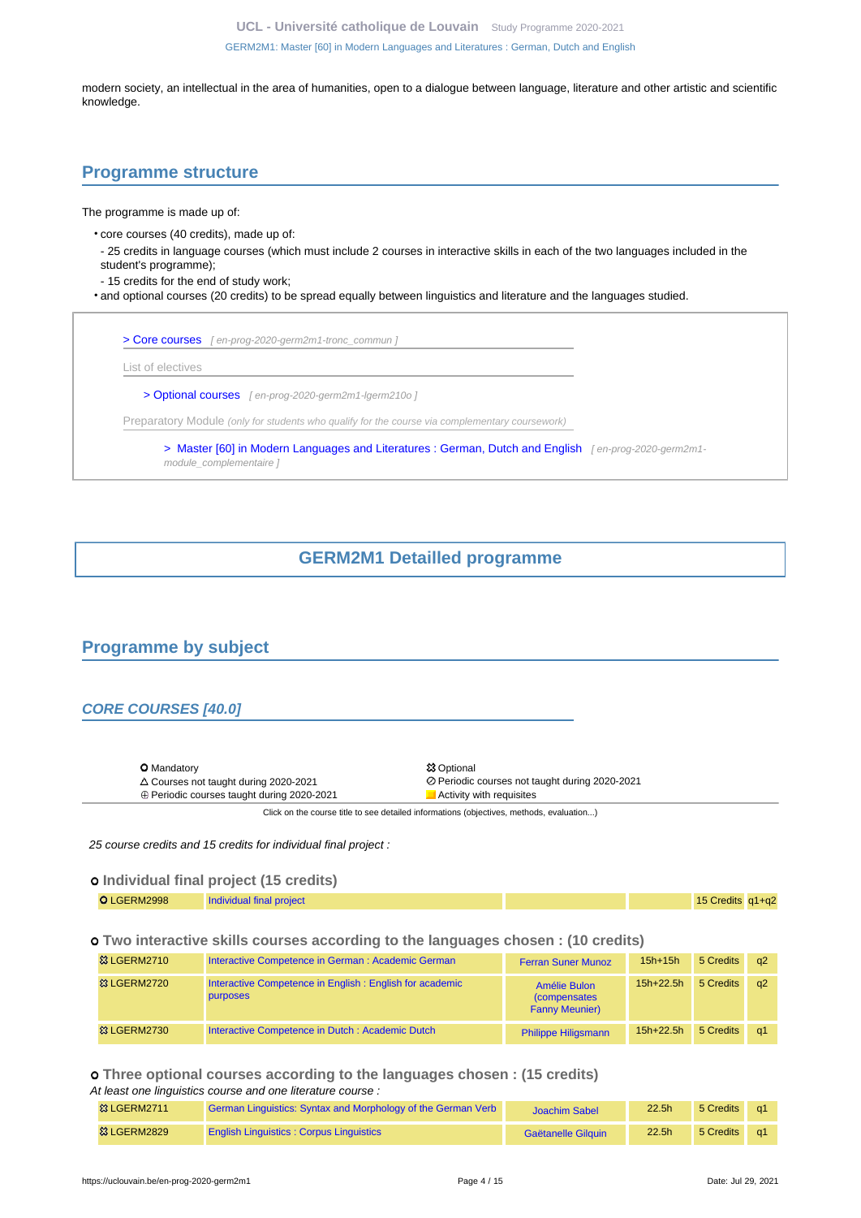modern society, an intellectual in the area of humanities, open to a dialogue between language, literature and other artistic and scientific knowledge.

## Programme structure

The programme is made up of:

- core courses (40 credits), made up of:

  - 25 credits in language courses (which must include 2 courses in interactive skills in each of the two languages included in the student's programme);
  - 15 credits for the end of study work;
- and optional courses (20 credits) to be spread equally between linguistics and literature and the languages studied.

> Core courses [ en-prog-2020-germ2m1-tronc_commun ]

List of electives

> Optional courses [ en-prog-2020-germ2m1-lgerm210o ]

Preparatory Module *(only for students who qualify for the course via complementary coursework)*

> Master [60] in Modern Languages and Literatures : German, Dutch and English [ en-prog-2020-germ2m1-module_complementaire ]

# GERM2M1 Detailled programme

## Programme by subject

### *CORE COURSES [40.0]*

| | |
|---|---|
| O Mandatory | ✿ Optional |
| △ Courses not taught during 2020-2021 | ⊘ Periodic courses not taught during 2020-2021 |
| ⊕ Periodic courses taught during 2020-2021 | Activity with requisites |

Click on the course title to see detailed informations (objectives, methods, evaluation...)

*25 course credits and 15 credits for individual final project :*

#### o Individual final project (15 credits)

| | | | | | |
|---|---|---|---|---|---|
| O LGERM2998 | Individual final project | | | 15 Credits | q1+q2 |

#### o Two interactive skills courses according to the languages chosen : (10 credits)

| | | | | | |
|---|---|---|---|---|---|
| ✿ LGERM2710 | Interactive Competence in German : Academic German | Ferran Suner Munoz | 15h+15h | 5 Credits | q2 |
| ✿ LGERM2720 | Interactive Competence in English : English for academic purposes | Amélie Bulon (compensates Fanny Meunier) | 15h+22.5h | 5 Credits | q2 |
| ✿ LGERM2730 | Interactive Competence in Dutch : Academic Dutch | Philippe Hiligsmann | 15h+22.5h | 5 Credits | q1 |

#### o Three optional courses according to the languages chosen : (15 credits)

*At least one linguistics course and one literature course :*

| | | | | | |
|---|---|---|---|---|---|
| ✿ LGERM2711 | German Linguistics: Syntax and Morphology of the German Verb | Joachim Sabel | 22.5h | 5 Credits | q1 |
| ✿ LGERM2829 | English Linguistics : Corpus Linguistics | Gaëtanelle Gilquin | 22.5h | 5 Credits | q1 |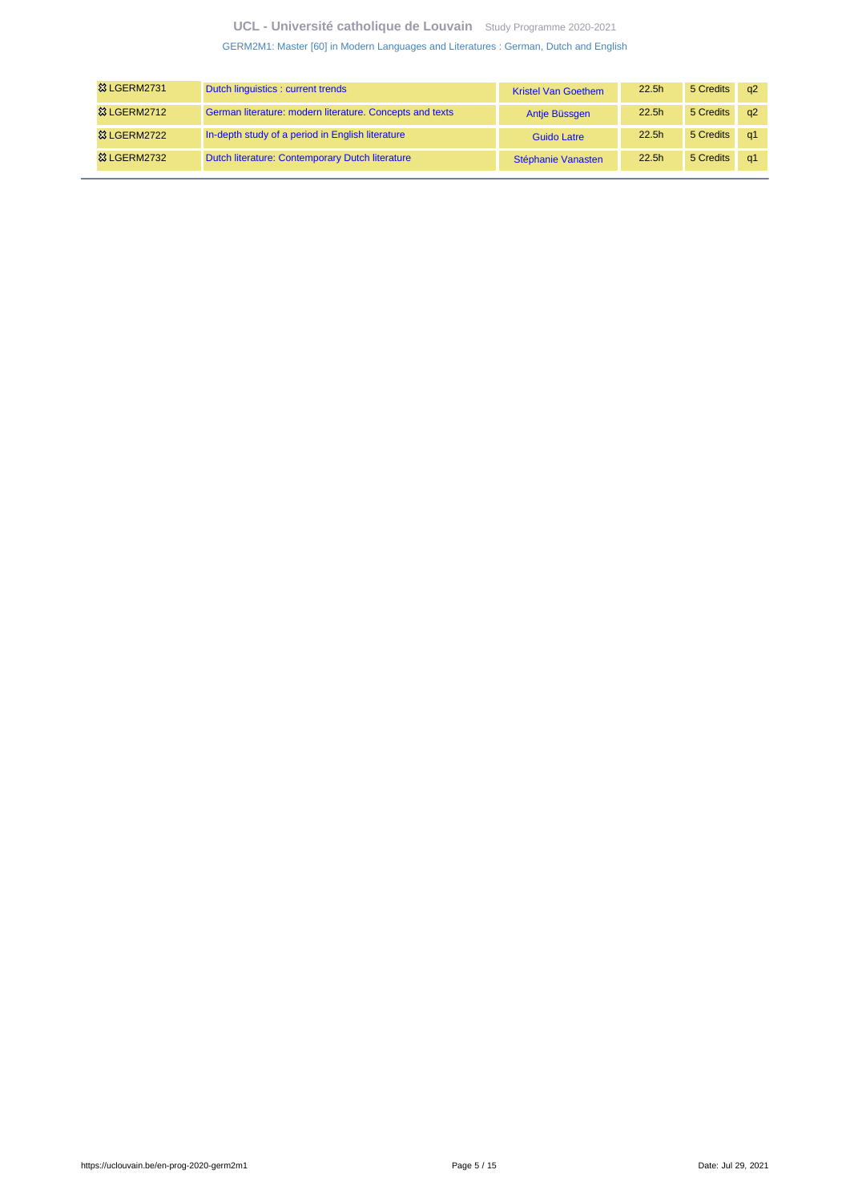| | | | | | |
|---|---|---|---|---|---|
| ⚭ LGERM2731 | Dutch linguistics : current trends | Kristel Van Goethem | 22.5h | 5 Credits | q2 |
| ⚭ LGERM2712 | German literature: modern literature. Concepts and texts | Antje Büssgen | 22.5h | 5 Credits | q2 |
| ⚭ LGERM2722 | In-depth study of a period in English literature | Guido Latre | 22.5h | 5 Credits | q1 |
| ⚭ LGERM2732 | Dutch literature: Contemporary Dutch literature | Stéphanie Vanasten | 22.5h | 5 Credits | q1 |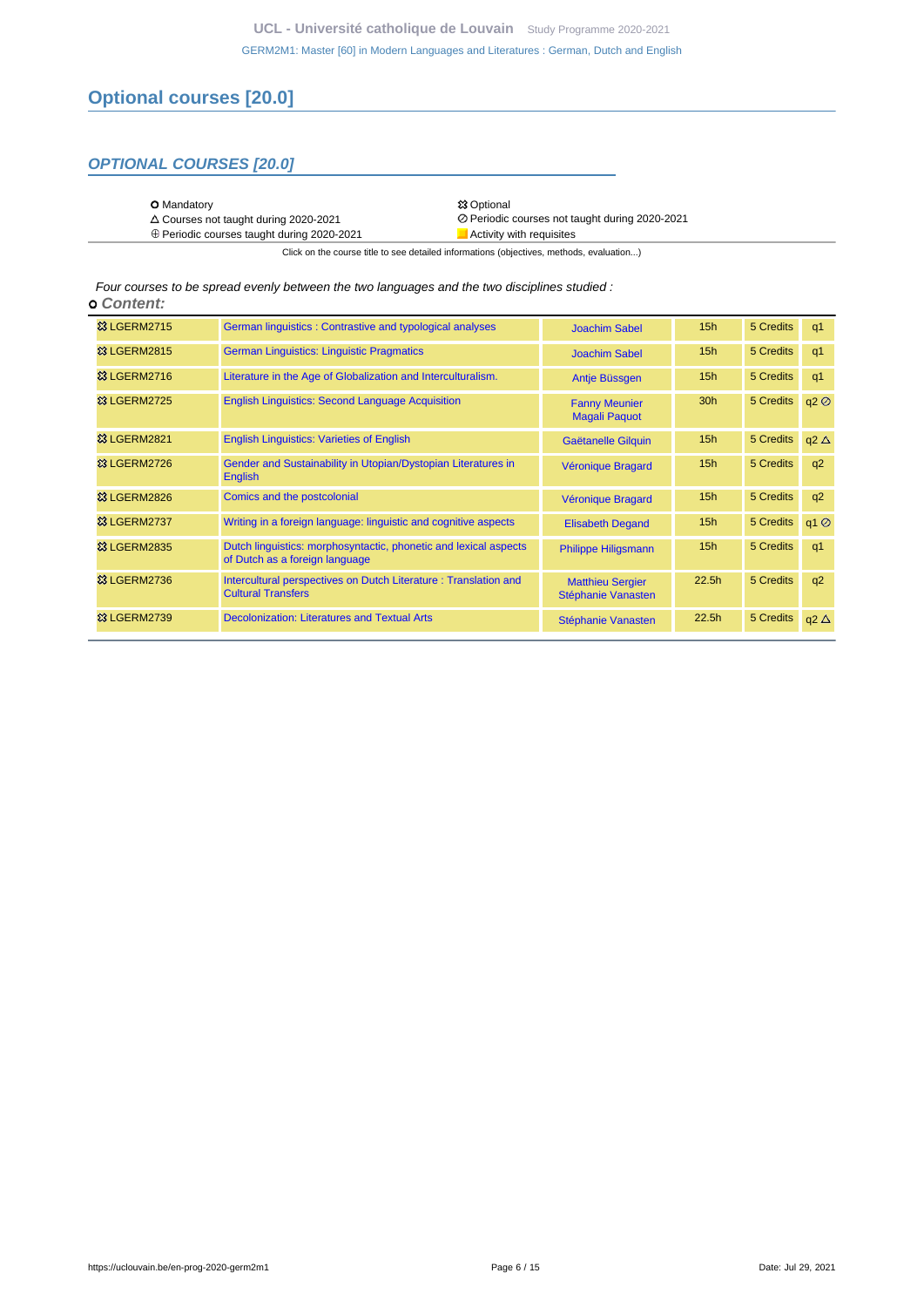## Optional courses [20.0]

### *OPTIONAL COURSES [20.0]*

| | |
|---|---|
| O Mandatory | ⯐ Optional |
| △ Courses not taught during 2020-2021 | ⊘ Periodic courses not taught during 2020-2021 |
| ⊕ Periodic courses taught during 2020-2021 | Activity with requisites |

Click on the course title to see detailed informations (objectives, methods, evaluation...)

*Four courses to be spread evenly between the two languages and the two disciplines studied :*

o ***Content:***

| Code | Title | Teacher(s) | Hours | Credits | Term |
|---|---|---|---|---|---|
| ⯐ LGERM2715 | German linguistics : Contrastive and typological analyses | Joachim Sabel | 15h | 5 Credits | q1 |
| ⯐ LGERM2815 | German Linguistics: Linguistic Pragmatics | Joachim Sabel | 15h | 5 Credits | q1 |
| ⯐ LGERM2716 | Literature in the Age of Globalization and Interculturalism. | Antje Büssgen | 15h | 5 Credits | q1 |
| ⯐ LGERM2725 | English Linguistics: Second Language Acquisition | Fanny Meunier<br>Magali Paquot | 30h | 5 Credits | q2 ⊘ |
| ⯐ LGERM2821 | English Linguistics: Varieties of English | Gaëtanelle Gilquin | 15h | 5 Credits | q2 △ |
| ⯐ LGERM2726 | Gender and Sustainability in Utopian/Dystopian Literatures in English | Véronique Bragard | 15h | 5 Credits | q2 |
| ⯐ LGERM2826 | Comics and the postcolonial | Véronique Bragard | 15h | 5 Credits | q2 |
| ⯐ LGERM2737 | Writing in a foreign language: linguistic and cognitive aspects | Elisabeth Degand | 15h | 5 Credits | q1 ⊘ |
| ⯐ LGERM2835 | Dutch linguistics: morphosyntactic, phonetic and lexical aspects of Dutch as a foreign language | Philippe Hiligsmann | 15h | 5 Credits | q1 |
| ⯐ LGERM2736 | Intercultural perspectives on Dutch Literature : Translation and Cultural Transfers | Matthieu Sergier<br>Stéphanie Vanasten | 22.5h | 5 Credits | q2 |
| ⯐ LGERM2739 | Decolonization: Literatures and Textual Arts | Stéphanie Vanasten | 22.5h | 5 Credits | q2 △ |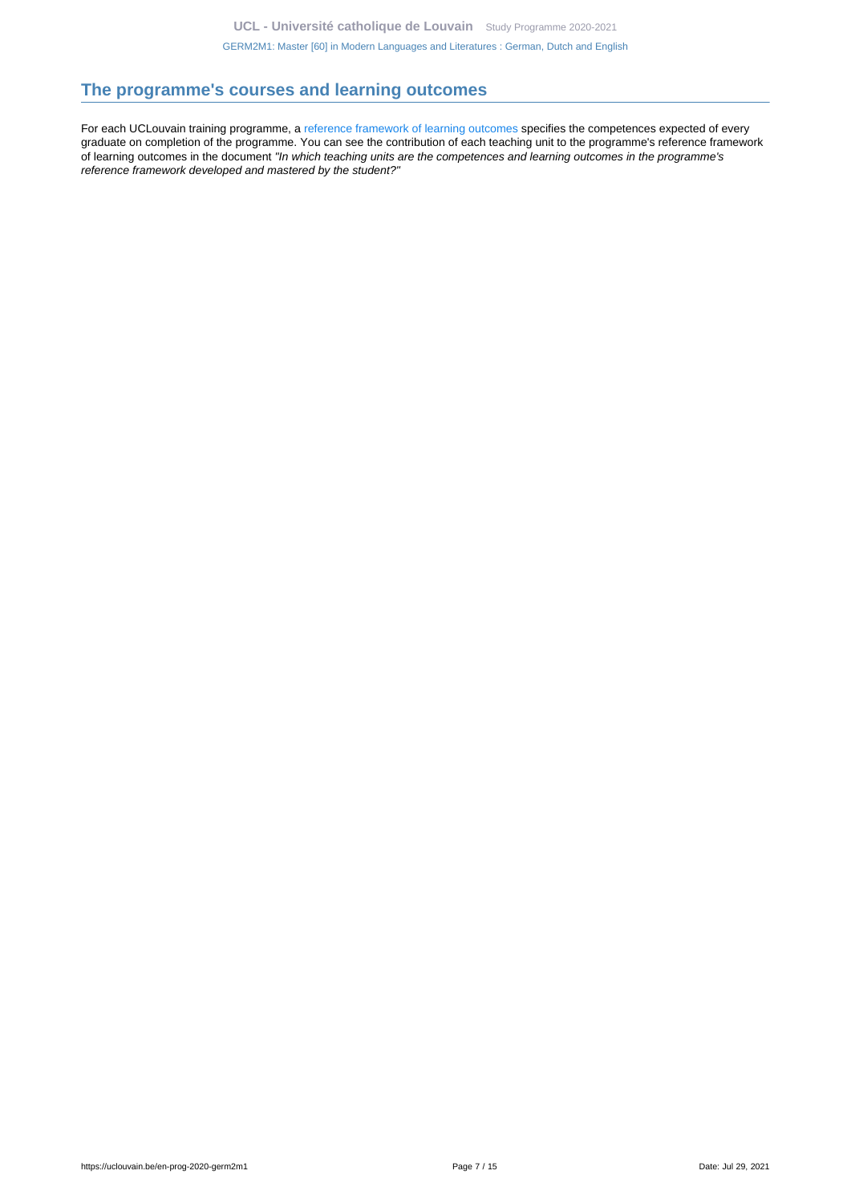## The programme's courses and learning outcomes

For each UCLouvain training programme, a reference framework of learning outcomes specifies the competences expected of every graduate on completion of the programme. You can see the contribution of each teaching unit to the programme's reference framework of learning outcomes in the document *"In which teaching units are the competences and learning outcomes in the programme's reference framework developed and mastered by the student?"*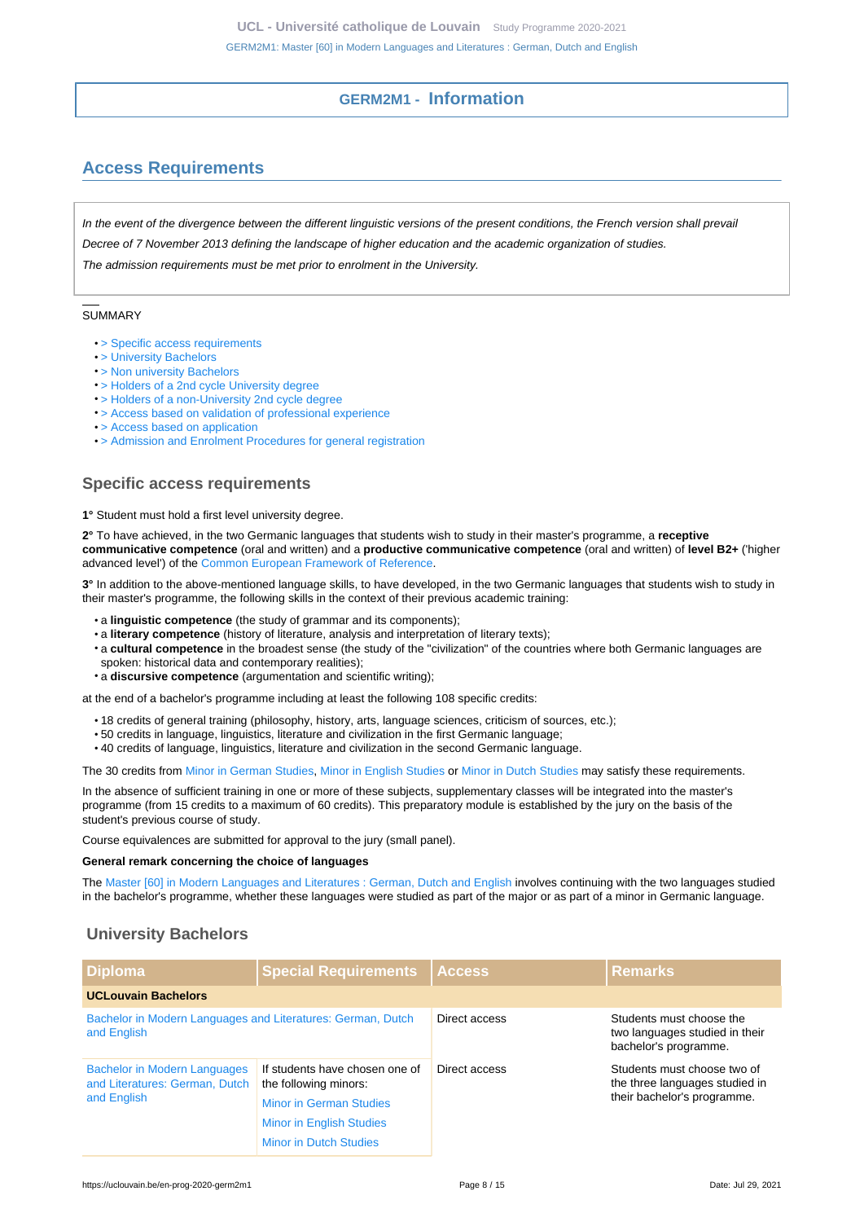## GERM2M1 - Information

## Access Requirements

*In the event of the divergence between the different linguistic versions of the present conditions, the French version shall prevail*

*Decree of 7 November 2013 defining the landscape of higher education and the academic organization of studies.*

*The admission requirements must be met prior to enrolment in the University.*

SUMMARY

- > Specific access requirements
- > University Bachelors
- > Non university Bachelors
- > Holders of a 2nd cycle University degree
- > Holders of a non-University 2nd cycle degree
- > Access based on validation of professional experience
- > Access based on application
- > Admission and Enrolment Procedures for general registration

### Specific access requirements

**1°** Student must hold a first level university degree.

**2°** To have achieved, in the two Germanic languages that students wish to study in their master's programme, a **receptive communicative competence** (oral and written) and a **productive communicative competence** (oral and written) of **level B2+** ('higher advanced level') of the Common European Framework of Reference.

**3°** In addition to the above-mentioned language skills, to have developed, in the two Germanic languages that students wish to study in their master's programme, the following skills in the context of their previous academic training:

- a **linguistic competence** (the study of grammar and its components);
- a **literary competence** (history of literature, analysis and interpretation of literary texts);
- a **cultural competence** in the broadest sense (the study of the "civilization" of the countries where both Germanic languages are spoken: historical data and contemporary realities);
- a **discursive competence** (argumentation and scientific writing);

at the end of a bachelor's programme including at least the following 108 specific credits:

- 18 credits of general training (philosophy, history, arts, language sciences, criticism of sources, etc.);
- 50 credits in language, linguistics, literature and civilization in the first Germanic language;
- 40 credits of language, linguistics, literature and civilization in the second Germanic language.

The 30 credits from Minor in German Studies, Minor in English Studies or Minor in Dutch Studies may satisfy these requirements.

In the absence of sufficient training in one or more of these subjects, supplementary classes will be integrated into the master's programme (from 15 credits to a maximum of 60 credits). This preparatory module is established by the jury on the basis of the student's previous course of study.

Course equivalences are submitted for approval to the jury (small panel).

**General remark concerning the choice of languages**

The Master [60] in Modern Languages and Literatures : German, Dutch and English involves continuing with the two languages studied in the bachelor's programme, whether these languages were studied as part of the major or as part of a minor in Germanic language.

### University Bachelors

| Diploma | Special Requirements | Access | Remarks |
|---|---|---|---|
| **UCLouvain Bachelors** | | | |
| Bachelor in Modern Languages and Literatures: German, Dutch and English | | Direct access | Students must choose the two languages studied in their bachelor's programme. |
| Bachelor in Modern Languages and Literatures: German, Dutch and English | If students have chosen one of the following minors: Minor in German Studies, Minor in English Studies, Minor in Dutch Studies | Direct access | Students must choose two of the three languages studied in their bachelor's programme. |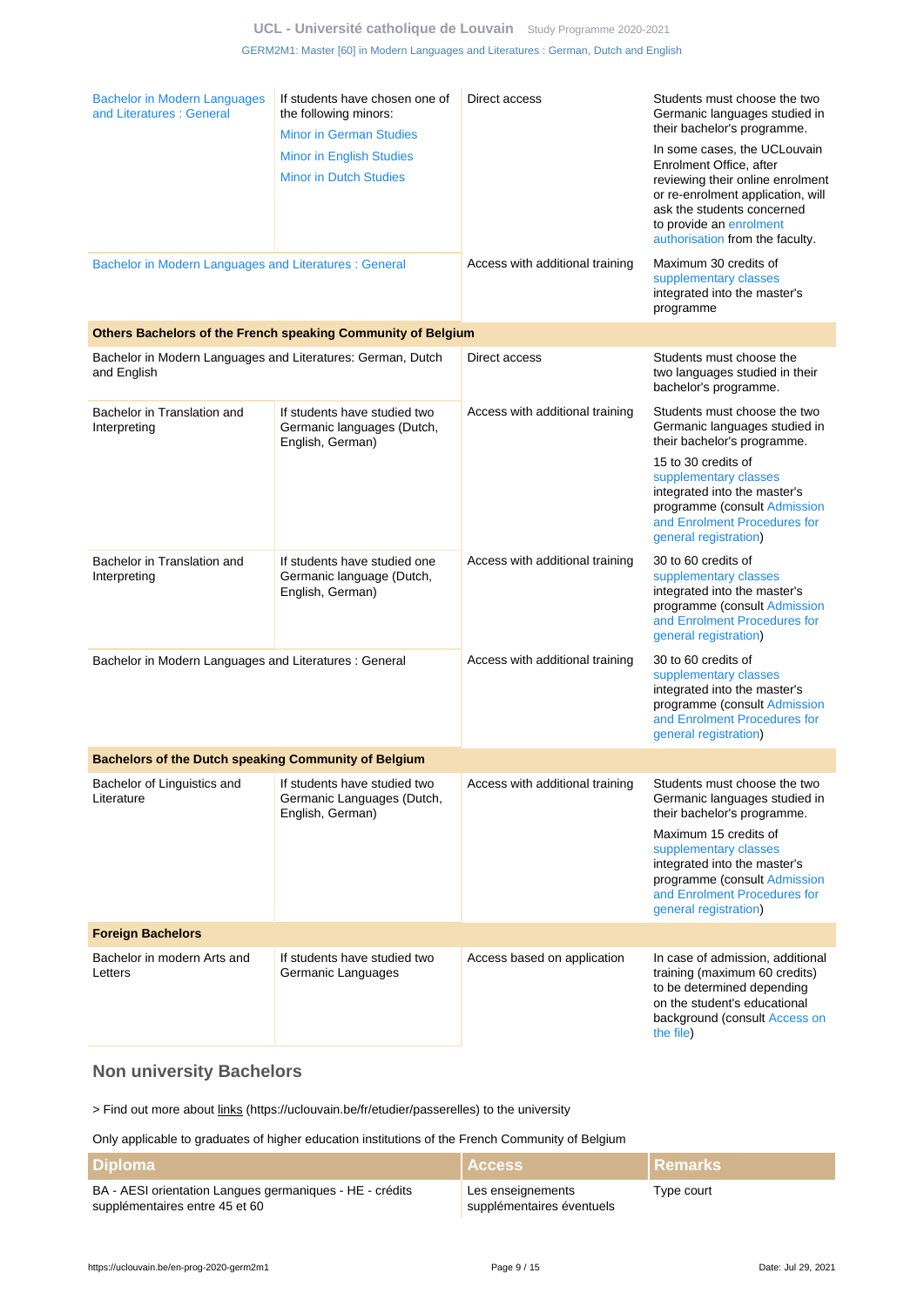| | | | |
|---|---|---|---|
| Bachelor in Modern Languages and Literatures : General | If students have chosen one of the following minors: Minor in German Studies Minor in English Studies Minor in Dutch Studies | Direct access | Students must choose the two Germanic languages studied in their bachelor's programme. In some cases, the UCLouvain Enrolment Office, after reviewing their online enrolment or re-enrolment application, will ask the students concerned to provide an enrolment authorisation from the faculty. |
| Bachelor in Modern Languages and Literatures : General | | Access with additional training | Maximum 30 credits of supplementary classes integrated into the master's programme |
| **Others Bachelors of the French speaking Community of Belgium** | | | |
| Bachelor in Modern Languages and Literatures: German, Dutch and English | | Direct access | Students must choose the two languages studied in their bachelor's programme. |
| Bachelor in Translation and Interpreting | If students have studied two Germanic languages (Dutch, English, German) | Access with additional training | Students must choose the two Germanic languages studied in their bachelor's programme. 15 to 30 credits of supplementary classes integrated into the master's programme (consult Admission and Enrolment Procedures for general registration) |
| Bachelor in Translation and Interpreting | If students have studied one Germanic language (Dutch, English, German) | Access with additional training | 30 to 60 credits of supplementary classes integrated into the master's programme (consult Admission and Enrolment Procedures for general registration) |
| Bachelor in Modern Languages and Literatures : General | | Access with additional training | 30 to 60 credits of supplementary classes integrated into the master's programme (consult Admission and Enrolment Procedures for general registration) |
| **Bachelors of the Dutch speaking Community of Belgium** | | | |
| Bachelor of Linguistics and Literature | If students have studied two Germanic Languages (Dutch, English, German) | Access with additional training | Students must choose the two Germanic languages studied in their bachelor's programme. Maximum 15 credits of supplementary classes integrated into the master's programme (consult Admission and Enrolment Procedures for general registration) |
| **Foreign Bachelors** | | | |
| Bachelor in modern Arts and Letters | If students have studied two Germanic Languages | Access based on application | In case of admission, additional training (maximum 60 credits) to be determined depending on the student's educational background (consult Access on the file) |

## Non university Bachelors

> Find out more about links (https://uclouvain.be/fr/etudier/passerelles) to the university

Only applicable to graduates of higher education institutions of the French Community of Belgium

| Diploma | Access | Remarks |
|---|---|---|
| BA - AESI orientation Langues germaniques - HE - crédits supplémentaires entre 45 et 60 | Les enseignements supplémentaires éventuels | Type court |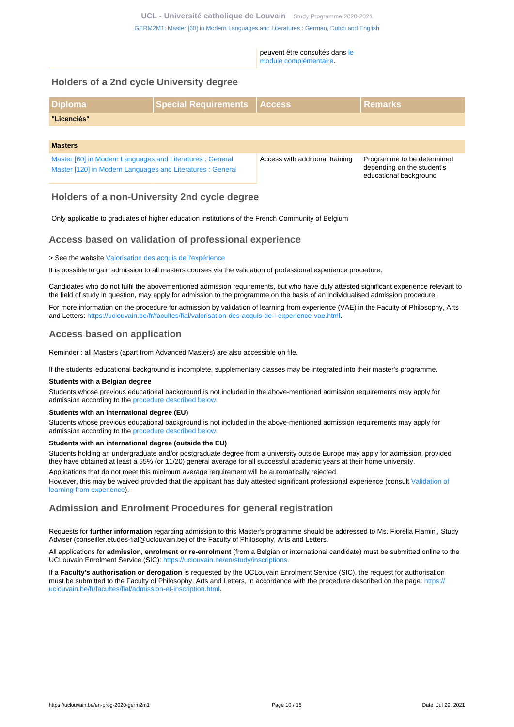peuvent être consultés dans le module complémentaire.

## Holders of a 2nd cycle University degree

| Diploma | Special Requirements | Access | Remarks |
|---|---|---|---|
| **"Licenciés"** | | | |
| | | | |
| **Masters** | | | |
| Master [60] in Modern Languages and Literatures : General<br>Master [120] in Modern Languages and Literatures : General | | Access with additional training | Programme to be determined depending on the student's educational background |

## Holders of a non-University 2nd cycle degree

Only applicable to graduates of higher education institutions of the French Community of Belgium

## Access based on validation of professional experience

> See the website Valorisation des acquis de l'expérience

It is possible to gain admission to all masters courses via the validation of professional experience procedure.

Candidates who do not fulfil the abovementioned admission requirements, but who have duly attested significant experience relevant to the field of study in question, may apply for admission to the programme on the basis of an individualised admission procedure.

For more information on the procedure for admission by validation of learning from experience (VAE) in the Faculty of Philosophy, Arts and Letters: https://uclouvain.be/fr/facultes/fial/valorisation-des-acquis-de-l-experience-vae.html.

## Access based on application

Reminder : all Masters (apart from Advanced Masters) are also accessible on file.

If the students' educational background is incomplete, supplementary classes may be integrated into their master's programme.

**Students with a Belgian degree**

Students whose previous educational background is not included in the above-mentioned admission requirements may apply for admission according to the procedure described below.

**Students with an international degree (EU)**

Students whose previous educational background is not included in the above-mentioned admission requirements may apply for admission according to the procedure described below.

**Students with an international degree (outside the EU)**

Students holding an undergraduate and/or postgraduate degree from a university outside Europe may apply for admission, provided they have obtained at least a 55% (or 11/20) general average for all successful academic years at their home university.

Applications that do not meet this minimum average requirement will be automatically rejected.

However, this may be waived provided that the applicant has duly attested significant professional experience (consult Validation of learning from experience).

## Admission and Enrolment Procedures for general registration

Requests for **further information** regarding admission to this Master's programme should be addressed to Ms. Fiorella Flamini, Study Adviser (conseiller.etudes-fial@uclouvain.be) of the Faculty of Philosophy, Arts and Letters.

All applications for **admission, enrolment or re-enrolment** (from a Belgian or international candidate) must be submitted online to the UCLouvain Enrolment Service (SIC): https://uclouvain.be/en/study/inscriptions.

If a **Faculty's authorisation or derogation** is requested by the UCLouvain Enrolment Service (SIC), the request for authorisation must be submitted to the Faculty of Philosophy, Arts and Letters, in accordance with the procedure described on the page: https://uclouvain.be/fr/facultes/fial/admission-et-inscription.html.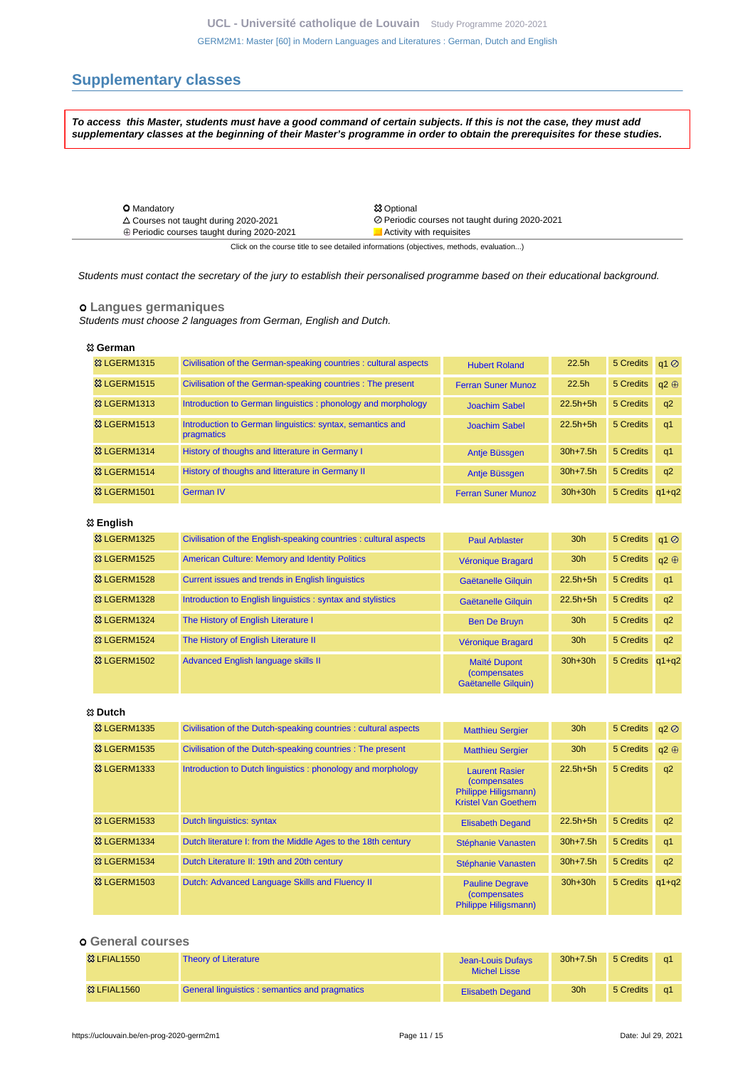## Supplementary classes

***To access this Master, students must have a good command of certain subjects. If this is not the case, they must add supplementary classes at the beginning of their Master's programme in order to obtain the prerequisites for these studies.***

| | |
|---|---|
| O Mandatory | ☼ Optional |
| △ Courses not taught during 2020-2021 | ⊘ Periodic courses not taught during 2020-2021 |
| ⊕ Periodic courses taught during 2020-2021 | Activity with requisites |

Click on the course title to see detailed informations (objectives, methods, evaluation...)

*Students must contact the secretary of the jury to establish their personalised programme based on their educational background.*

### o Langues germaniques

*Students must choose 2 languages from German, English and Dutch.*

**☼ German**

| Code | Title | Teacher | Hours | Credits | Term |
|---|---|---|---|---|---|
| ☼ LGERM1315 | Civilisation of the German-speaking countries : cultural aspects | Hubert Roland | 22.5h | 5 Credits | q1 ⊘ |
| ☼ LGERM1515 | Civilisation of the German-speaking countries : The present | Ferran Suner Munoz | 22.5h | 5 Credits | q2 ⊕ |
| ☼ LGERM1313 | Introduction to German linguistics : phonology and morphology | Joachim Sabel | 22.5h+5h | 5 Credits | q2 |
| ☼ LGERM1513 | Introduction to German linguistics: syntax, semantics and pragmatics | Joachim Sabel | 22.5h+5h | 5 Credits | q1 |
| ☼ LGERM1314 | History of thoughs and litterature in Germany I | Antje Büssgen | 30h+7.5h | 5 Credits | q1 |
| ☼ LGERM1514 | History of thoughs and litterature in Germany II | Antje Büssgen | 30h+7.5h | 5 Credits | q2 |
| ☼ LGERM1501 | German IV | Ferran Suner Munoz | 30h+30h | 5 Credits | q1+q2 |

**☼ English**

| Code | Title | Teacher | Hours | Credits | Term |
|---|---|---|---|---|---|
| ☼ LGERM1325 | Civilisation of the English-speaking countries : cultural aspects | Paul Arblaster | 30h | 5 Credits | q1 ⊘ |
| ☼ LGERM1525 | American Culture: Memory and Identity Politics | Véronique Bragard | 30h | 5 Credits | q2 ⊕ |
| ☼ LGERM1528 | Current issues and trends in English linguistics | Gaëtanelle Gilquin | 22.5h+5h | 5 Credits | q1 |
| ☼ LGERM1328 | Introduction to English linguistics : syntax and stylistics | Gaëtanelle Gilquin | 22.5h+5h | 5 Credits | q2 |
| ☼ LGERM1324 | The History of English Literature I | Ben De Bruyn | 30h | 5 Credits | q2 |
| ☼ LGERM1524 | The History of English Literature II | Véronique Bragard | 30h | 5 Credits | q2 |
| ☼ LGERM1502 | Advanced English language skills II | Maïté Dupont (compensates Gaëtanelle Gilquin) | 30h+30h | 5 Credits | q1+q2 |

**☼ Dutch**

| Code | Title | Teacher | Hours | Credits | Term |
|---|---|---|---|---|---|
| ☼ LGERM1335 | Civilisation of the Dutch-speaking countries : cultural aspects | Matthieu Sergier | 30h | 5 Credits | q2 ⊘ |
| ☼ LGERM1535 | Civilisation of the Dutch-speaking countries : The present | Matthieu Sergier | 30h | 5 Credits | q2 ⊕ |
| ☼ LGERM1333 | Introduction to Dutch linguistics : phonology and morphology | Laurent Rasier (compensates Philippe Hiligsmann) Kristel Van Goethem | 22.5h+5h | 5 Credits | q2 |
| ☼ LGERM1533 | Dutch linguistics: syntax | Elisabeth Degand | 22.5h+5h | 5 Credits | q2 |
| ☼ LGERM1334 | Dutch literature I: from the Middle Ages to the 18th century | Stéphanie Vanasten | 30h+7.5h | 5 Credits | q1 |
| ☼ LGERM1534 | Dutch Literature II: 19th and 20th century | Stéphanie Vanasten | 30h+7.5h | 5 Credits | q2 |
| ☼ LGERM1503 | Dutch: Advanced Language Skills and Fluency II | Pauline Degrave (compensates Philippe Hiligsmann) | 30h+30h | 5 Credits | q1+q2 |

### o General courses

| Code | Title | Teacher | Hours | Credits | Term |
|---|---|---|---|---|---|
| ☼ LFIAL1550 | Theory of Literature | Jean-Louis Dufays Michel Lisse | 30h+7.5h | 5 Credits | q1 |
| ☼ LFIAL1560 | General linguistics : semantics and pragmatics | Elisabeth Degand | 30h | 5 Credits | q1 |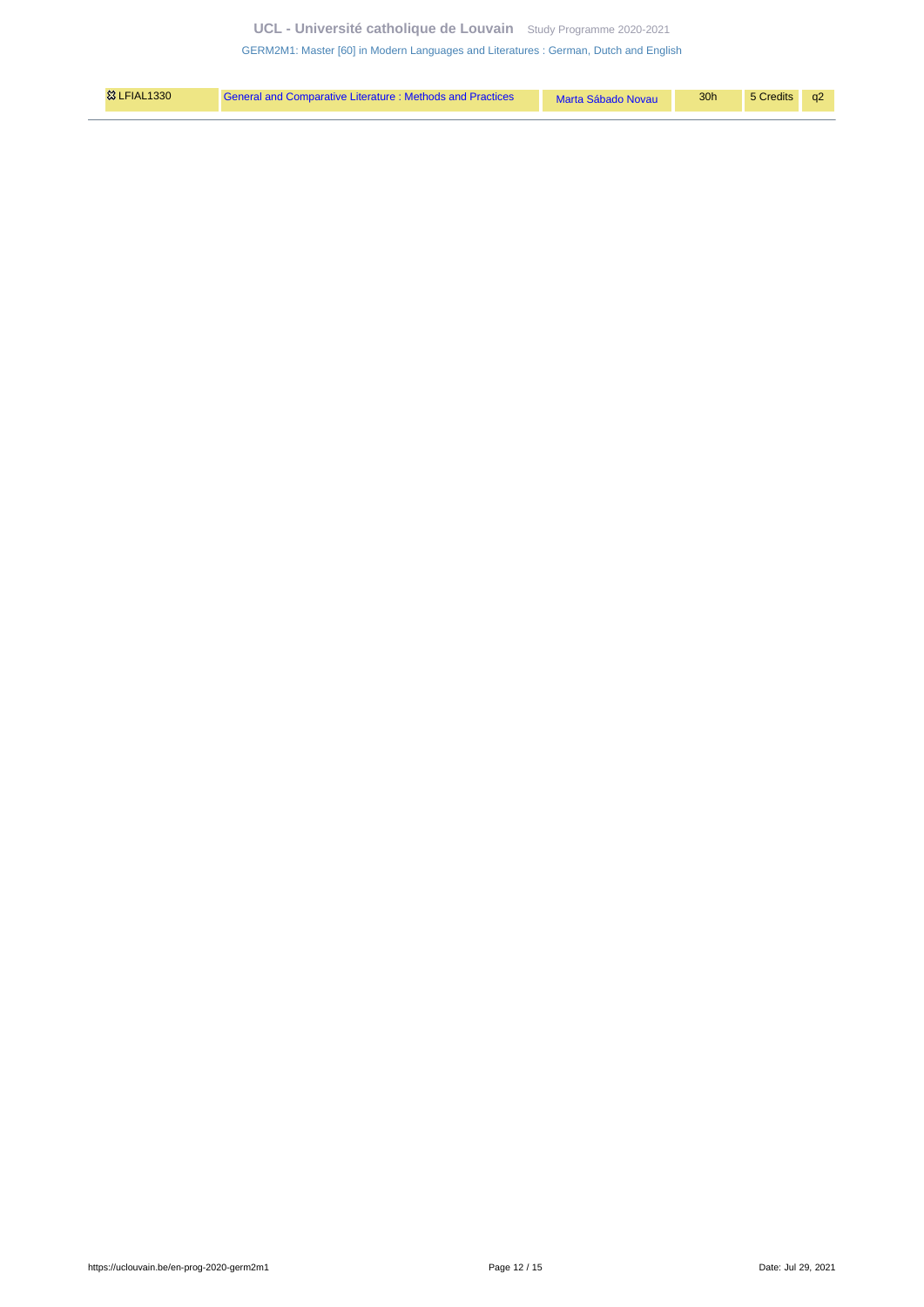| | | | | | |
|---|---|---|---|---|---|
| 🔯 LFIAL1330 | General and Comparative Literature : Methods and Practices | Marta Sábado Novau | 30h | 5 Credits | q2 |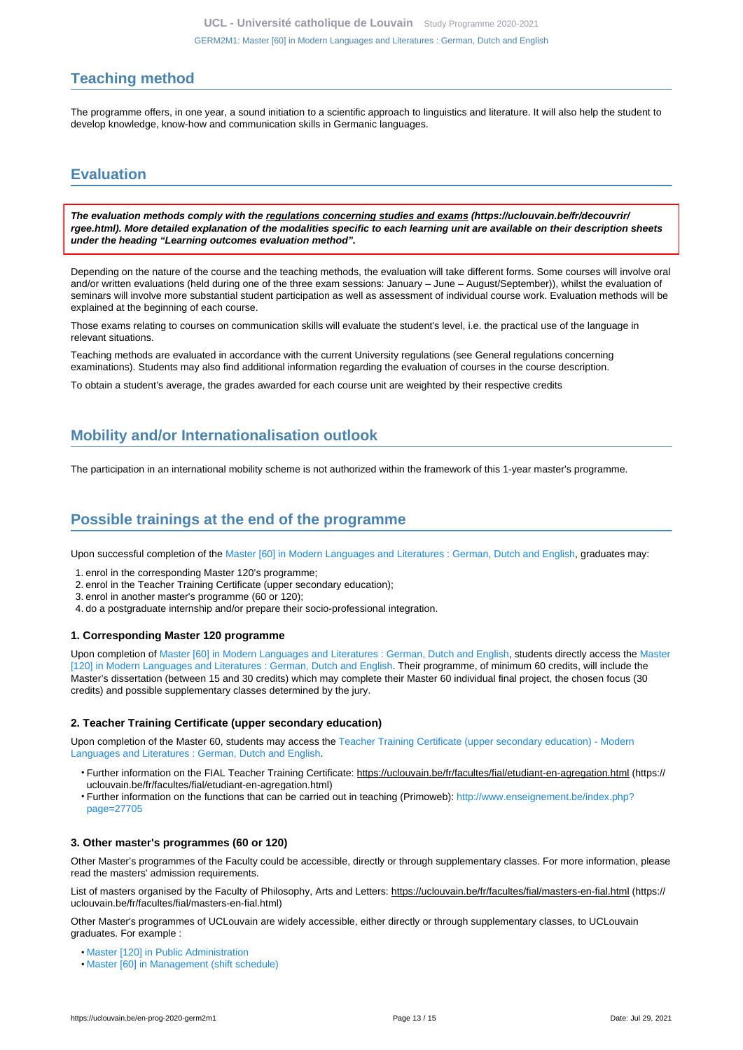## Teaching method

The programme offers, in one year, a sound initiation to a scientific approach to linguistics and literature. It will also help the student to develop knowledge, know-how and communication skills in Germanic languages.

## Evaluation

***The evaluation methods comply with the regulations concerning studies and exams (https://uclouvain.be/fr/decouvrir/rgee.html). More detailed explanation of the modalities specific to each learning unit are available on their description sheets under the heading "Learning outcomes evaluation method".***

Depending on the nature of the course and the teaching methods, the evaluation will take different forms. Some courses will involve oral and/or written evaluations (held during one of the three exam sessions: January – June – August/September)), whilst the evaluation of seminars will involve more substantial student participation as well as assessment of individual course work. Evaluation methods will be explained at the beginning of each course.

Those exams relating to courses on communication skills will evaluate the student's level, i.e. the practical use of the language in relevant situations.

Teaching methods are evaluated in accordance with the current University regulations (see General regulations concerning examinations). Students may also find additional information regarding the evaluation of courses in the course description.

To obtain a student's average, the grades awarded for each course unit are weighted by their respective credits

## Mobility and/or Internationalisation outlook

The participation in an international mobility scheme is not authorized within the framework of this 1-year master's programme.

## Possible trainings at the end of the programme

Upon successful completion of the Master [60] in Modern Languages and Literatures : German, Dutch and English, graduates may:

1. enrol in the corresponding Master 120's programme;
2. enrol in the Teacher Training Certificate (upper secondary education);
3. enrol in another master's programme (60 or 120);
4. do a postgraduate internship and/or prepare their socio-professional integration.

### 1. Corresponding Master 120 programme

Upon completion of Master [60] in Modern Languages and Literatures : German, Dutch and English, students directly access the Master [120] in Modern Languages and Literatures : German, Dutch and English. Their programme, of minimum 60 credits, will include the Master's dissertation (between 15 and 30 credits) which may complete their Master 60 individual final project, the chosen focus (30 credits) and possible supplementary classes determined by the jury.

### 2. Teacher Training Certificate (upper secondary education)

Upon completion of the Master 60, students may access the Teacher Training Certificate (upper secondary education) - Modern Languages and Literatures : German, Dutch and English.

- Further information on the FIAL Teacher Training Certificate: https://uclouvain.be/fr/facultes/fial/etudiant-en-agregation.html (https://uclouvain.be/fr/facultes/fial/etudiant-en-agregation.html)
- Further information on the functions that can be carried out in teaching (Primoweb): http://www.enseignement.be/index.php?page=27705

### 3. Other master's programmes (60 or 120)

Other Master's programmes of the Faculty could be accessible, directly or through supplementary classes. For more information, please read the masters' admission requirements.

List of masters organised by the Faculty of Philosophy, Arts and Letters: https://uclouvain.be/fr/facultes/fial/masters-en-fial.html (https://uclouvain.be/fr/facultes/fial/masters-en-fial.html)

Other Master's programmes of UCLouvain are widely accessible, either directly or through supplementary classes, to UCLouvain graduates. For example :

- Master [120] in Public Administration
- Master [60] in Management (shift schedule)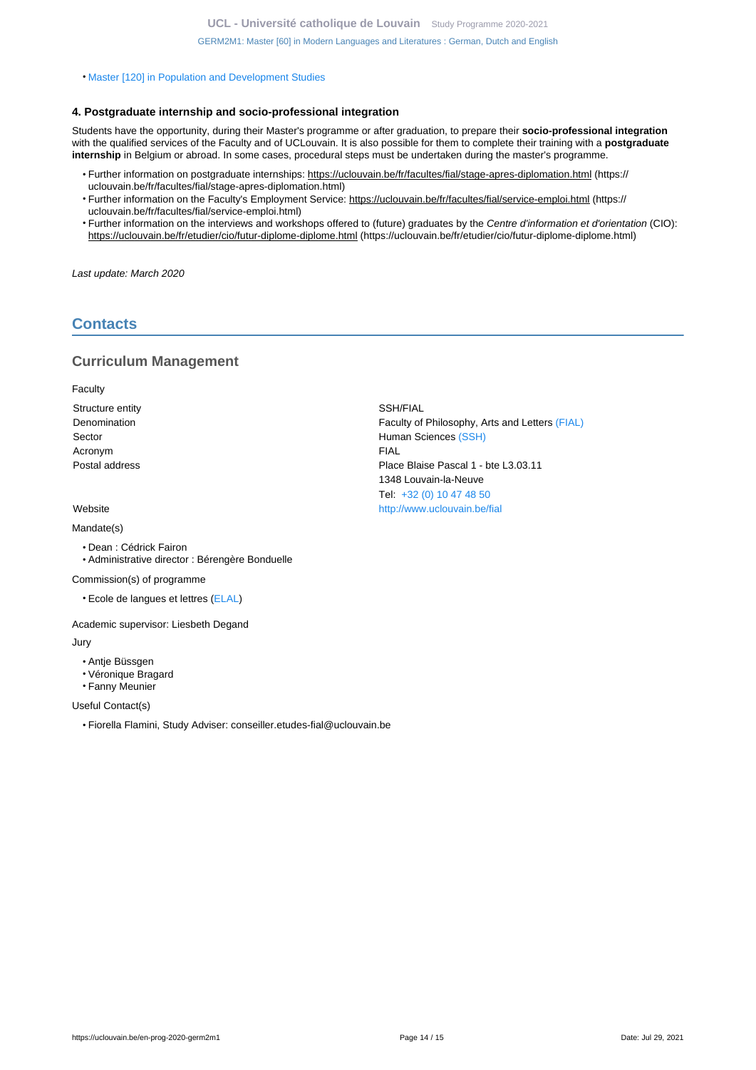- Master [120] in Population and Development Studies

### 4. Postgraduate internship and socio-professional integration

Students have the opportunity, during their Master's programme or after graduation, to prepare their **socio-professional integration** with the qualified services of the Faculty and of UCLouvain. It is also possible for them to complete their training with a **postgraduate internship** in Belgium or abroad. In some cases, procedural steps must be undertaken during the master's programme.

- Further information on postgraduate internships: https://uclouvain.be/fr/facultes/fial/stage-apres-diplomation.html (https://uclouvain.be/fr/facultes/fial/stage-apres-diplomation.html)
- Further information on the Faculty's Employment Service: https://uclouvain.be/fr/facultes/fial/service-emploi.html (https://uclouvain.be/fr/facultes/fial/service-emploi.html)
- Further information on the interviews and workshops offered to (future) graduates by the *Centre d'information et d'orientation* (CIO): https://uclouvain.be/fr/etudier/cio/futur-diplome-diplome.html (https://uclouvain.be/fr/etudier/cio/futur-diplome-diplome.html)

*Last update: March 2020*

## Contacts

### Curriculum Management

Faculty

| | |
|---|---|
| Structure entity | SSH/FIAL |
| Denomination | Faculty of Philosophy, Arts and Letters (FIAL) |
| Sector | Human Sciences (SSH) |
| Acronym | FIAL |
| Postal address | Place Blaise Pascal 1 - bte L3.03.11<br>1348 Louvain-la-Neuve<br>Tel: +32 (0) 10 47 48 50 |
| Website | http://www.uclouvain.be/fial |

Mandate(s)

- Dean : Cédrick Fairon
- Administrative director : Bérengère Bonduelle

Commission(s) of programme

- Ecole de langues et lettres (ELAL)

Academic supervisor: Liesbeth Degand

Jury

- Antje Büssgen
- Véronique Bragard
- Fanny Meunier

Useful Contact(s)

- Fiorella Flamini, Study Adviser: conseiller.etudes-fial@uclouvain.be